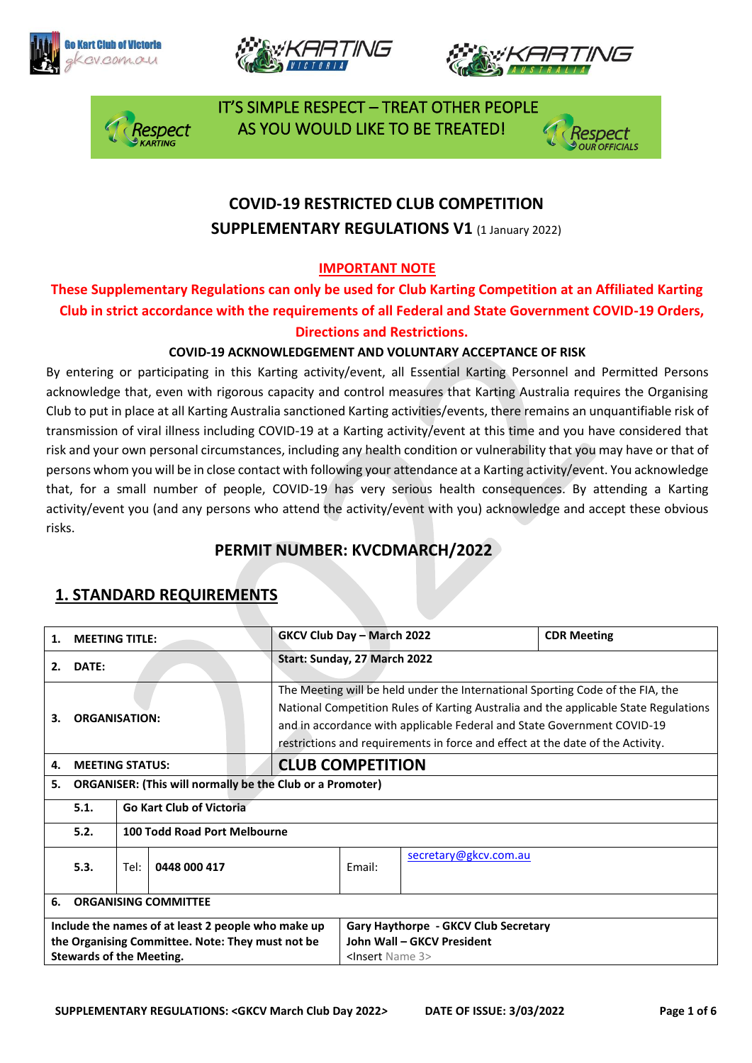IT'S SIMPLE RESPECT – TREAT OTHER PEOPLE AS YOU WOULD LIKE TO BE TREATED!

# COVID-19 RESTRICTED CLUB COMPETITION
## SUPPLEMENTARY REGULATIONS V1 (1 January 2022)

**IMPORTANT NOTE**

**These Supplementary Regulations can only be used for Club Karting Competition at an Affiliated Karting Club in strict accordance with the requirements of all Federal and State Government COVID-19 Orders, Directions and Restrictions.**

**COVID-19 ACKNOWLEDGEMENT AND VOLUNTARY ACCEPTANCE OF RISK**

By entering or participating in this Karting activity/event, all Essential Karting Personnel and Permitted Persons acknowledge that, even with rigorous capacity and control measures that Karting Australia requires the Organising Club to put in place at all Karting Australia sanctioned Karting activities/events, there remains an unquantifiable risk of transmission of viral illness including COVID-19 at a Karting activity/event at this time and you have considered that risk and your own personal circumstances, including any health condition or vulnerability that you may have or that of persons whom you will be in close contact with following your attendance at a Karting activity/event. You acknowledge that, for a small number of people, COVID-19 has very serious health consequences. By attending a Karting activity/event you (and any persons who attend the activity/event with you) acknowledge and accept these obvious risks.

## PERMIT NUMBER: KVCDMARCH/2022

## 1. STANDARD REQUIREMENTS

| | | | | | | |
|---|---|---|---|---|---|---|
| **1.** | **MEETING TITLE:** | | | **GKCV Club Day – March 2022** | | **CDR Meeting** |
| **2.** | **DATE:** | | | **Start: Sunday, 27 March 2022** | | |
| **3.** | **ORGANISATION:** | | | The Meeting will be held under the International Sporting Code of the FIA, the National Competition Rules of Karting Australia and the applicable State Regulations and in accordance with applicable Federal and State Government COVID-19 restrictions and requirements in force and effect at the date of the Activity. | | |
| **4.** | **MEETING STATUS:** | | | **CLUB COMPETITION** | | |
| **5.** | **ORGANISER: (This will normally be the Club or a Promoter)** | | | | | |
| | **5.1.** | **Go Kart Club of Victoria** | | | | |
| | **5.2.** | **100 Todd Road Port Melbourne** | | | | |
| | **5.3.** | Tel: | **0448 000 417** | Email: | secretary@gkcv.com.au | |
| **6.** | **ORGANISING COMMITTEE** | | | | | |
| **Include the names of at least 2 people who make up the Organising Committee. Note: They must not be Stewards of the Meeting.** | | | | **Gary Haythorpe - GKCV Club Secretary**<br>**John Wall – GKCV President**<br><Insert Name 3> | | |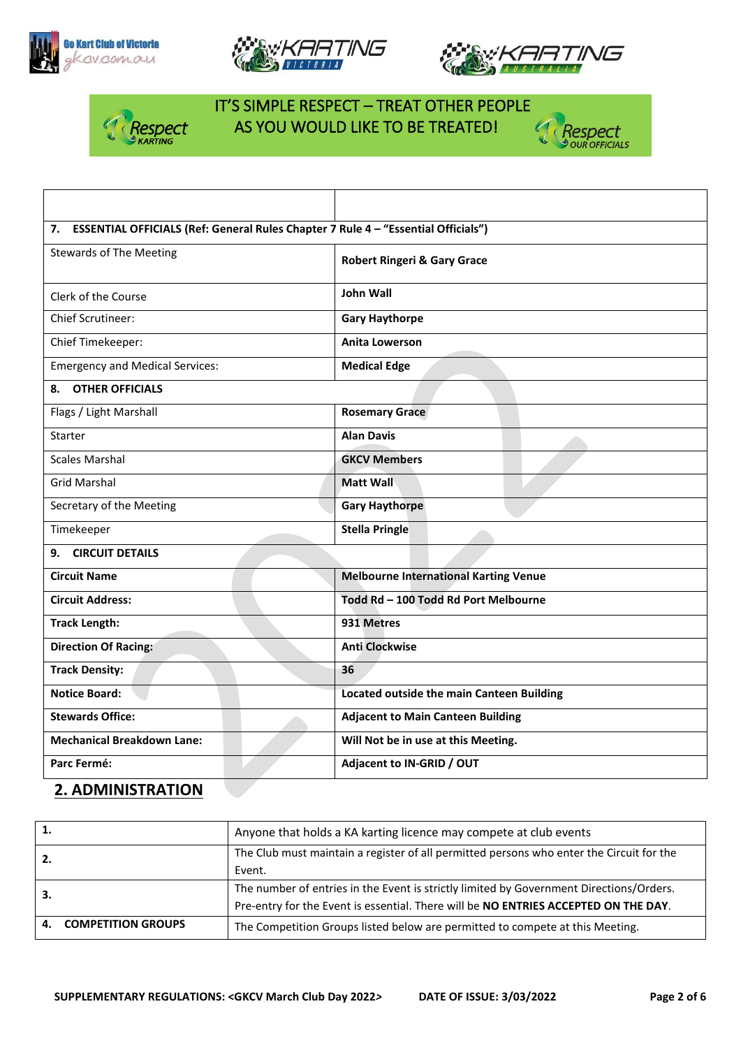IT'S SIMPLE RESPECT – TREAT OTHER PEOPLE AS YOU WOULD LIKE TO BE TREATED!

| | |
|---|---|
| **7. ESSENTIAL OFFICIALS (Ref: General Rules Chapter 7 Rule 4 – "Essential Officials")** | |
| Stewards of The Meeting | **Robert Ringeri & Gary Grace** |
| Clerk of the Course | **John Wall** |
| Chief Scrutineer: | **Gary Haythorpe** |
| Chief Timekeeper: | **Anita Lowerson** |
| Emergency and Medical Services: | **Medical Edge** |
| **8. OTHER OFFICIALS** | |
| Flags / Light Marshall | **Rosemary Grace** |
| Starter | **Alan Davis** |
| Scales Marshal | **GKCV Members** |
| Grid Marshal | **Matt Wall** |
| Secretary of the Meeting | **Gary Haythorpe** |
| Timekeeper | **Stella Pringle** |
| **9. CIRCUIT DETAILS** | |
| **Circuit Name** | **Melbourne International Karting Venue** |
| **Circuit Address:** | **Todd Rd – 100 Todd Rd Port Melbourne** |
| **Track Length:** | **931 Metres** |
| **Direction Of Racing:** | **Anti Clockwise** |
| **Track Density:** | **36** |
| **Notice Board:** | **Located outside the main Canteen Building** |
| **Stewards Office:** | **Adjacent to Main Canteen Building** |
| **Mechanical Breakdown Lane:** | **Will Not be in use at this Meeting.** |
| **Parc Fermé:** | **Adjacent to IN-GRID / OUT** |

## 2. ADMINISTRATION

| | |
|---|---|
| **1.** | Anyone that holds a KA karting licence may compete at club events |
| **2.** | The Club must maintain a register of all permitted persons who enter the Circuit for the Event. |
| **3.** | The number of entries in the Event is strictly limited by Government Directions/Orders. Pre-entry for the Event is essential. There will be **NO ENTRIES ACCEPTED ON THE DAY**. |
| **4. COMPETITION GROUPS** | The Competition Groups listed below are permitted to compete at this Meeting. |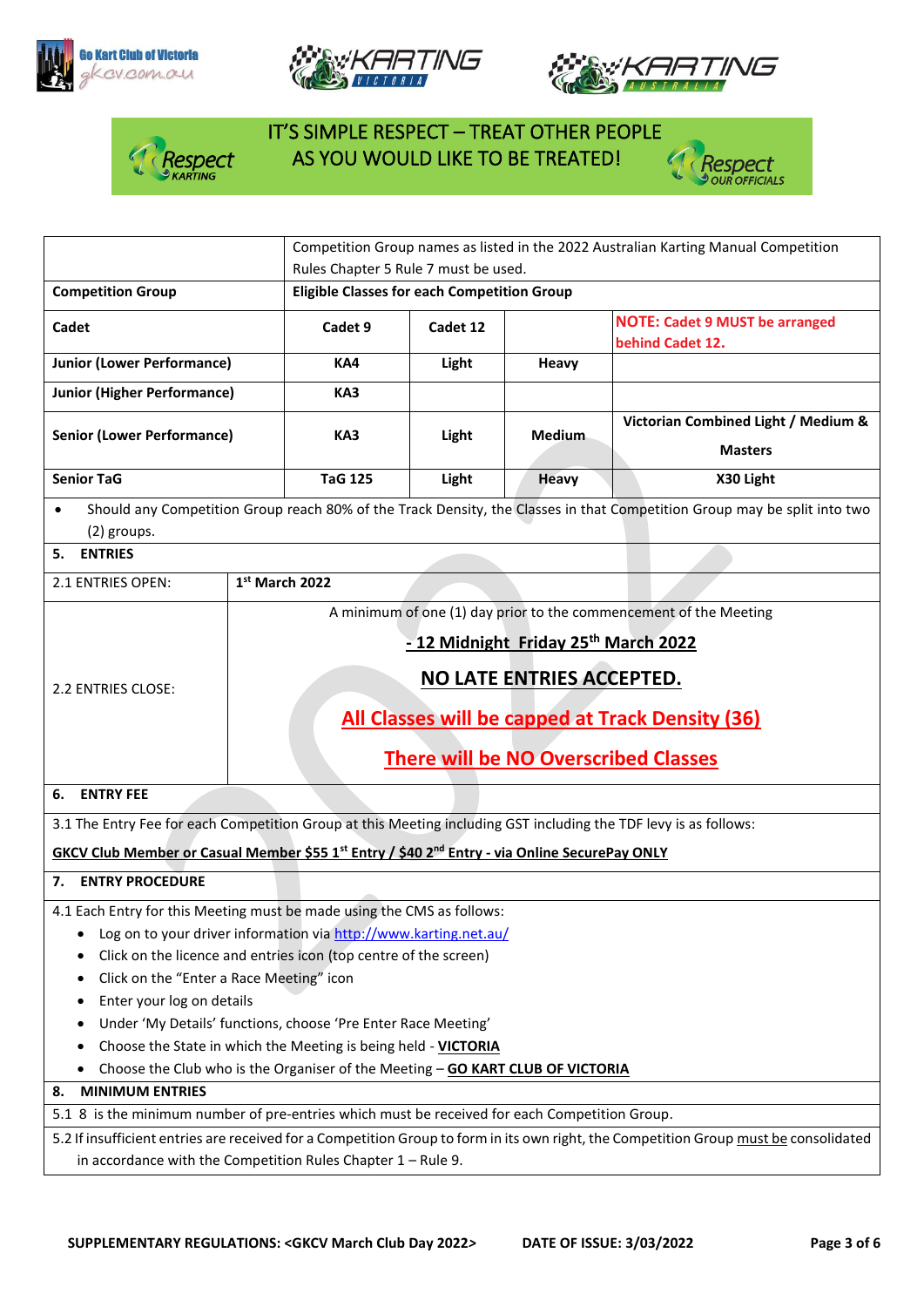IT'S SIMPLE RESPECT – TREAT OTHER PEOPLE AS YOU WOULD LIKE TO BE TREATED!

| | Competition Group names as listed in the 2022 Australian Karting Manual Competition Rules Chapter 5 Rule 7 must be used. | | | |
|---|---|---|---|---|
| **Competition Group** | **Eligible Classes for each Competition Group** | | | |
| **Cadet** | **Cadet 9** | **Cadet 12** | | **NOTE: Cadet 9 MUST be arranged behind Cadet 12.** |
| **Junior (Lower Performance)** | **KA4** | **Light** | **Heavy** | |
| **Junior (Higher Performance)** | **KA3** | | | |
| **Senior (Lower Performance)** | **KA3** | **Light** | **Medium** | **Victorian Combined Light / Medium & Masters** |
| **Senior TaG** | **TaG 125** | **Light** | **Heavy** | **X30 Light** |

- Should any Competition Group reach 80% of the Track Density, the Classes in that Competition Group may be split into two (2) groups.

## 5. ENTRIES

| | |
|---|---|
| 2.1 ENTRIES OPEN: | **1st March 2022** |
| 2.2 ENTRIES CLOSE: | A minimum of one (1) day prior to the commencement of the Meeting<br>**- 12 Midnight Friday 25th March 2022**<br>**NO LATE ENTRIES ACCEPTED.**<br>**All Classes will be capped at Track Density (36)**<br>**There will be NO Overscribed Classes** |

## 6. ENTRY FEE

3.1 The Entry Fee for each Competition Group at this Meeting including GST including the TDF levy is as follows:

**GKCV Club Member or Casual Member $55 1st Entry / $40 2nd Entry - via Online SecurePay ONLY**

## 7. ENTRY PROCEDURE

4.1 Each Entry for this Meeting must be made using the CMS as follows:

- Log on to your driver information via http://www.karting.net.au/
- Click on the licence and entries icon (top centre of the screen)
- Click on the "Enter a Race Meeting" icon
- Enter your log on details
- Under 'My Details' functions, choose 'Pre Enter Race Meeting'
- Choose the State in which the Meeting is being held - **VICTORIA**
- Choose the Club who is the Organiser of the Meeting – **GO KART CLUB OF VICTORIA**

## 8. MINIMUM ENTRIES

5.1 8 is the minimum number of pre-entries which must be received for each Competition Group.

5.2 If insufficient entries are received for a Competition Group to form in its own right, the Competition Group must be consolidated in accordance with the Competition Rules Chapter 1 – Rule 9.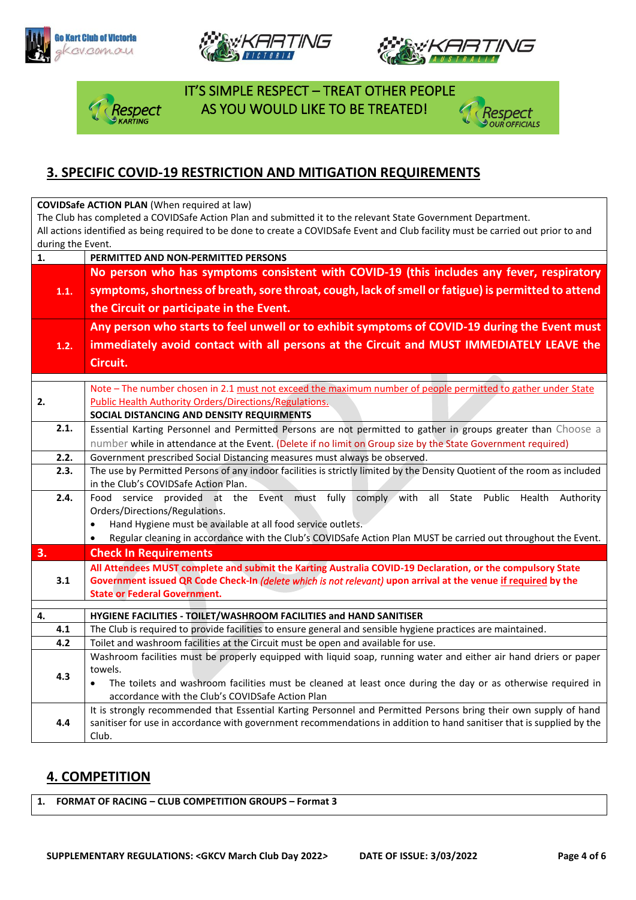IT'S SIMPLE RESPECT – TREAT OTHER PEOPLE AS YOU WOULD LIKE TO BE TREATED!

## 3. SPECIFIC COVID-19 RESTRICTION AND MITIGATION REQUIREMENTS

**COVIDSafe ACTION PLAN** (When required at law)
The Club has completed a COVIDSafe Action Plan and submitted it to the relevant State Government Department.
All actions identified as being required to be done to create a COVIDSafe Event and Club facility must be carried out prior to and during the Event.

| | |
|---|---|
| **1.** | **PERMITTED AND NON-PERMITTED PERSONS** |
| **1.1.** | **No person who has symptoms consistent with COVID-19 (this includes any fever, respiratory symptoms, shortness of breath, sore throat, cough, lack of smell or fatigue) is permitted to attend the Circuit or participate in the Event.** |
| **1.2.** | **Any person who starts to feel unwell or to exhibit symptoms of COVID-19 during the Event must immediately avoid contact with all persons at the Circuit and MUST IMMEDIATELY LEAVE the Circuit.** |
| **2.** | Note – The number chosen in 2.1 must not exceed the maximum number of people permitted to gather under State Public Health Authority Orders/Directions/Regulations.<br>**SOCIAL DISTANCING AND DENSITY REQUIRMENTS** |
| **2.1.** | Essential Karting Personnel and Permitted Persons are not permitted to gather in groups greater than Choose a number while in attendance at the Event. (Delete if no limit on Group size by the State Government required) |
| **2.2.** | Government prescribed Social Distancing measures must always be observed. |
| **2.3.** | The use by Permitted Persons of any indoor facilities is strictly limited by the Density Quotient of the room as included in the Club's COVIDSafe Action Plan. |
| **2.4.** | Food service provided at the Event must fully comply with all State Public Health Authority Orders/Directions/Regulations.<br>• Hand Hygiene must be available at all food service outlets.<br>• Regular cleaning in accordance with the Club's COVIDSafe Action Plan MUST be carried out throughout the Event. |
| **3.** | **Check In Requirements** |
| **3.1** | **All Attendees MUST complete and submit the Karting Australia COVID-19 Declaration, or the compulsory State Government issued QR Code Check-In *(delete which is not relevant)* upon arrival at the venue if required by the State or Federal Government.** |
| **4.** | **HYGIENE FACILITIES - TOILET/WASHROOM FACILITIES and HAND SANITISER** |
| **4.1** | The Club is required to provide facilities to ensure general and sensible hygiene practices are maintained. |
| **4.2** | Toilet and washroom facilities at the Circuit must be open and available for use. |
| **4.3** | Washroom facilities must be properly equipped with liquid soap, running water and either air hand driers or paper towels.<br>• The toilets and washroom facilities must be cleaned at least once during the day or as otherwise required in accordance with the Club's COVIDSafe Action Plan |
| **4.4** | It is strongly recommended that Essential Karting Personnel and Permitted Persons bring their own supply of hand sanitiser for use in accordance with government recommendations in addition to hand sanitiser that is supplied by the Club. |

## 4. COMPETITION

| | |
|---|---|
| **1.** | **FORMAT OF RACING – CLUB COMPETITION GROUPS – Format 3** |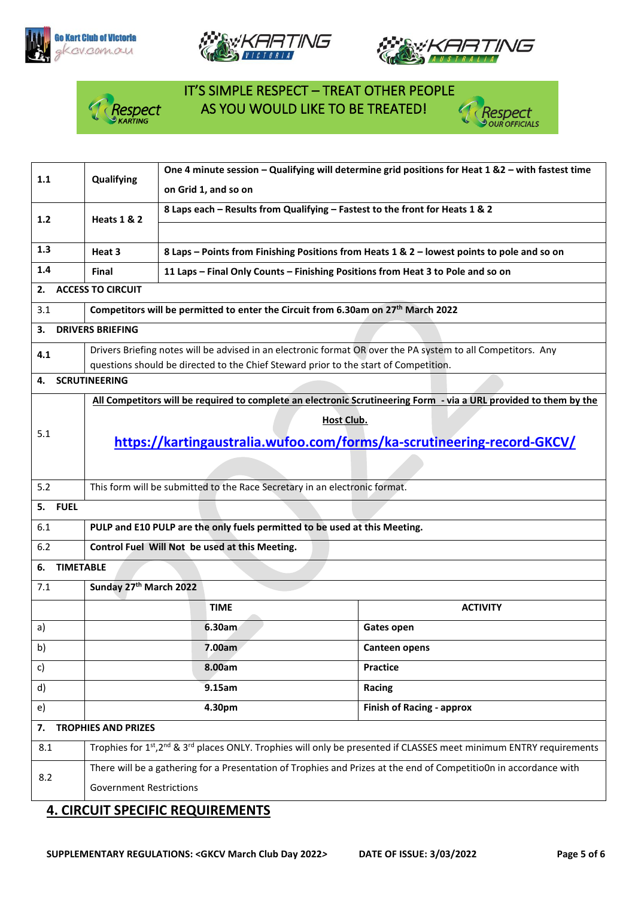IT'S SIMPLE RESPECT – TREAT OTHER PEOPLE AS YOU WOULD LIKE TO BE TREATED!

| | | |
|---|---|---|
| 1.1 | Qualifying | **One 4 minute session – Qualifying will determine grid positions for Heat 1 &2 – with fastest time on Grid 1, and so on** |
| 1.2 | Heats 1 & 2 | **8 Laps each – Results from Qualifying – Fastest to the front for Heats 1 & 2** |
| 1.3 | Heat 3 | **8 Laps – Points from Finishing Positions from Heats 1 & 2 – lowest points to pole and so on** |
| 1.4 | Final | **11 Laps – Final Only Counts – Finishing Positions from Heat 3 to Pole and so on** |
| **2.** | **ACCESS TO CIRCUIT** | |
| 3.1 | **Competitors will be permitted to enter the Circuit from 6.30am on 27th March 2022** | |
| **3.** | **DRIVERS BRIEFING** | |
| 4.1 | Drivers Briefing notes will be advised in an electronic format OR over the PA system to all Competitors. Any questions should be directed to the Chief Steward prior to the start of Competition. | |
| **4.** | **SCRUTINEERING** | |
| 5.1 | **All Competitors will be required to complete an electronic Scrutineering Form - via a URL provided to them by the Host Club.** https://kartingaustralia.wufoo.com/forms/ka-scrutineering-record-GKCV/ | |
| 5.2 | This form will be submitted to the Race Secretary in an electronic format. | |
| **5.** | **FUEL** | |
| 6.1 | **PULP and E10 PULP are the only fuels permitted to be used at this Meeting.** | |
| 6.2 | **Control Fuel Will Not be used at this Meeting.** | |
| **6.** | **TIMETABLE** | |
| 7.1 | **Sunday 27th March 2022** | |
| | **TIME** | **ACTIVITY** |
| a) | **6.30am** | **Gates open** |
| b) | **7.00am** | **Canteen opens** |
| c) | **8.00am** | **Practice** |
| d) | **9.15am** | **Racing** |
| e) | **4.30pm** | **Finish of Racing - approx** |
| **7.** | **TROPHIES AND PRIZES** | |
| 8.1 | Trophies for 1st,2nd & 3rd places ONLY. Trophies will only be presented if CLASSES meet minimum ENTRY requirements | |
| 8.2 | There will be a gathering for a Presentation of Trophies and Prizes at the end of Competitio0n in accordance with Government Restrictions | |

## 4. CIRCUIT SPECIFIC REQUIREMENTS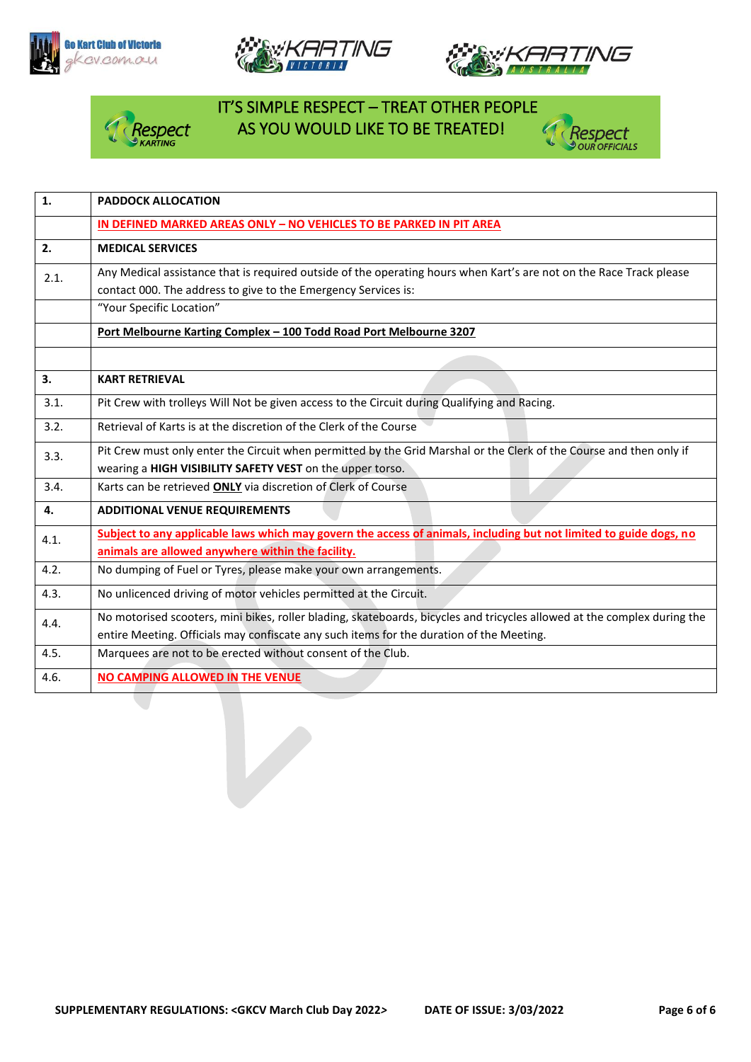IT'S SIMPLE RESPECT – TREAT OTHER PEOPLE AS YOU WOULD LIKE TO BE TREATED!

| | |
|---|---|
| **1.** | **PADDOCK ALLOCATION** |
| | **IN DEFINED MARKED AREAS ONLY – NO VEHICLES TO BE PARKED IN PIT AREA** |
| **2.** | **MEDICAL SERVICES** |
| 2.1. | Any Medical assistance that is required outside of the operating hours when Kart's are not on the Race Track please contact 000. The address to give to the Emergency Services is: |
| | "Your Specific Location" |
| | **Port Melbourne Karting Complex – 100 Todd Road Port Melbourne 3207** |
| | |
| **3.** | **KART RETRIEVAL** |
| 3.1. | Pit Crew with trolleys Will Not be given access to the Circuit during Qualifying and Racing. |
| 3.2. | Retrieval of Karts is at the discretion of the Clerk of the Course |
| 3.3. | Pit Crew must only enter the Circuit when permitted by the Grid Marshal or the Clerk of the Course and then only if wearing a **HIGH VISIBILITY SAFETY VEST** on the upper torso. |
| 3.4. | Karts can be retrieved **ONLY** via discretion of Clerk of Course |
| **4.** | **ADDITIONAL VENUE REQUIREMENTS** |
| 4.1. | **Subject to any applicable laws which may govern the access of animals, including but not limited to guide dogs, no animals are allowed anywhere within the facility.** |
| 4.2. | No dumping of Fuel or Tyres, please make your own arrangements. |
| 4.3. | No unlicenced driving of motor vehicles permitted at the Circuit. |
| 4.4. | No motorised scooters, mini bikes, roller blading, skateboards, bicycles and tricycles allowed at the complex during the entire Meeting. Officials may confiscate any such items for the duration of the Meeting. |
| 4.5. | Marquees are not to be erected without consent of the Club. |
| 4.6. | **NO CAMPING ALLOWED IN THE VENUE** |